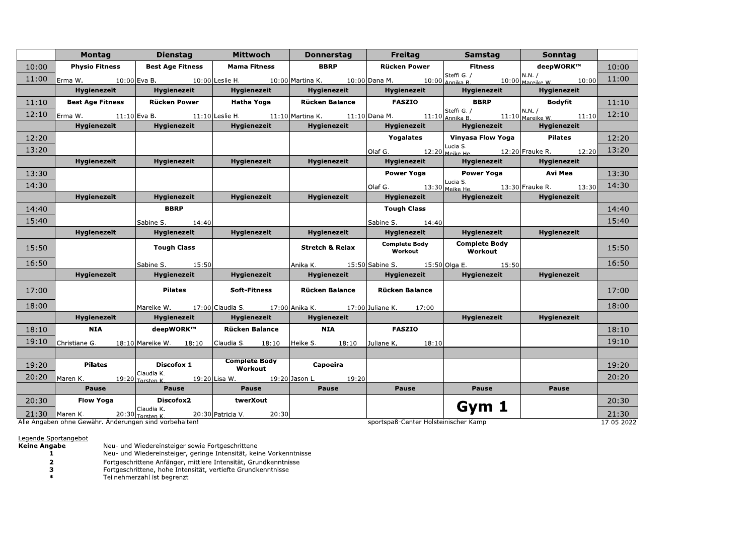| | Montag | Dienstag | Mittwoch | Donnerstag | Freitag | Samstag | Sonntag | |
|---|---|---|---|---|---|---|---|---|
| 10:00 | **Physio Fitness** | **Best Age Fitness** | **Mama Fitness** | **BBRP** | **Rücken Power** | **Fitness** | **deepWORK™** | 10:00 |
| 11:00 | Erma W. 10:00 | Eva B. 10:00 | Leslie H. 10:00 | Martina K. 10:00 | Dana M. 10:00 | Steffi G. / Annika B. 10:00 | N.N. / Mareike W. 10:00 | 11:00 |
| | **Hygienezeit** | **Hygienezeit** | **Hygienezeit** | **Hygienezeit** | **Hygienezeit** | **Hygienezeit** | **Hygienezeit** | |
| 11:10 | **Best Age Fitness** | **Rücken Power** | **Hatha Yoga** | **Rücken Balance** | **FASZIO** | **BBRP** | **Bodyfit** | 11:10 |
| 12:10 | Erma W. 11:10 | Eva B. 11:10 | Leslie H. 11:10 | Martina K. 11:10 | Dana M. 11:10 | Steffi G. / Annika B. 11:10 | N.N. / Mareike W. 11:10 | 12:10 |
| | **Hygienezeit** | **Hygienezeit** | **Hygienezeit** | **Hygienezeit** | **Hygienezeit** | **Hygienezeit** | **Hygienezeit** | |
| 12:20 | | | | | **Yogalates** | **Vinyasa Flow Yoga** | **Pilates** | 12:20 |
| 13:20 | | | | | Olaf G. 12:20 | Lucia S. Meike He. 12:20 | Frauke R. 12:20 | 13:20 |
| | **Hygienezeit** | **Hygienezeit** | **Hygienezeit** | **Hygienezeit** | **Hygienezeit** | **Hygienezeit** | **Hygienezeit** | |
| 13:30 | | | | | **Power Yoga** | **Power Yoga** | **Avi Mea** | 13:30 |
| 14:30 | | | | | Olaf G. 13:30 | Lucia S. Meike He. 13:30 | Frauke R. 13:30 | 14:30 |
| | **Hygienezeit** | **Hygienezeit** | **Hygienezeit** | **Hygienezeit** | **Hygienezeit** | **Hygienezeit** | **Hygienezeit** | |
| 14:40 | | **BBRP** | | | **Tough Class** | | | 14:40 |
| 15:40 | | Sabine S. 14:40 | | | Sabine S. 14:40 | | | 15:40 |
| | **Hygienezeit** | **Hygienezeit** | **Hygienezeit** | **Hygienezeit** | **Hygienezeit** | **Hygienezeit** | **Hygienezeit** | |
| 15:50 | | **Tough Class** | | **Stretch & Relax** | **Complete Body Workout** | **Complete Body Workout** | | 15:50 |
| 16:50 | | Sabine S. 15:50 | | Anika K. 15:50 | Sabine S. 15:50 | Olga E. 15:50 | | 16:50 |
| | **Hygienezeit** | **Hygienezeit** | **Hygienezeit** | **Hygienezeit** | **Hygienezeit** | **Hygienezeit** | **Hygienezeit** | |
| 17:00 | | **Pilates** | **Soft-Fitness** | **Rücken Balance** | **Rücken Balance** | | | 17:00 |
| 18:00 | | Mareike W. 17:00 | Claudia S. 17:00 | Anika K. 17:00 | Juliane K. 17:00 | | | 18:00 |
| | **Hygienezeit** | **Hygienezeit** | **Hygienezeit** | **Hygienezeit** | | **Hygienezeit** | **Hygienezeit** | |
| 18:10 | **NIA** | **deepWORK™** | **Rücken Balance** | **NIA** | **FASZIO** | | | 18:10 |
| 19:10 | Christiane G. 18:10 | Mareike W. 18:10 | Claudia S. 18:10 | Heike S. 18:10 | Juliane K. 18:10 | | | 19:10 |
| | | | | | | | | |
| 19:20 | **Pilates** | **Discofox 1** | **Complete Body Workout** | **Capoeira** | | | | 19:20 |
| 20:20 | Maren K. 19:20 | Claudia K. Torsten K. 19:20 | Lisa W. 19:20 | Jason L. 19:20 | | | | 20:20 |
| | **Pause** | **Pause** | **Pause** | **Pause** | **Pause** | **Pause** | **Pause** | |
| 20:30 | **Flow Yoga** | **Discofox2** | **twerXout** | | | **Gym 1** | | 20:30 |
| 21:30 | Maren K. 20:30 | Claudia K. Torsten K. 20:30 | Patricia V. 20:30 | | | | | 21:30 |

Alle Angaben ohne Gewähr. Änderungen sind vorbehalten!

sportspaß-Center Holsteinischer Kamp

17.05.2022

Legende Sportangebot

| | |
|---|---|
| **Keine Angabe** | Neu- und Wiedereinsteiger sowie Fortgeschrittene |
| **1** | Neu- und Wiedereinsteiger, geringe Intensität, keine Vorkenntnisse |
| **2** | Fortgeschrittene Anfänger, mittlere Intensität, Grundkenntnisse |
| **3** | Fortgeschrittene, hohe Intensität, vertiefte Grundkenntnisse |
| ***** | Teilnehmerzahl ist begrenzt |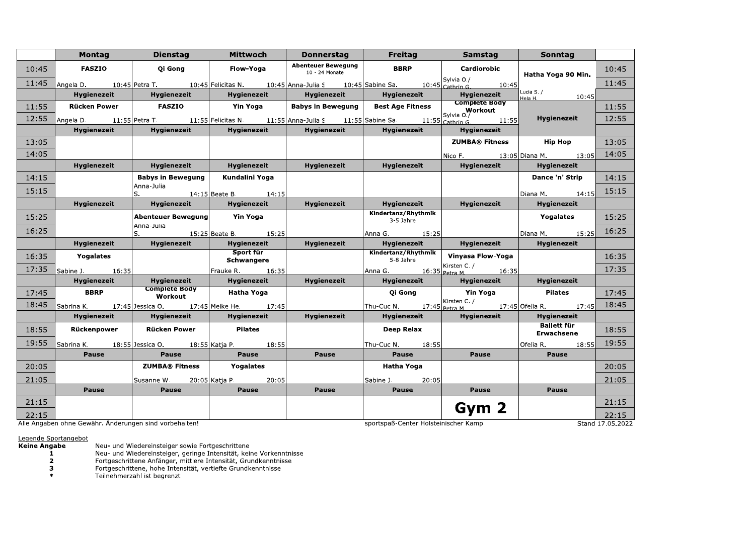| | Montag | Dienstag | Mittwoch | Donnerstag | Freitag | Samstag | Sonntag | |
|---|---|---|---|---|---|---|---|---|
| 10:45 | FASZIO | Qi Gong | Flow-Yoga | Abenteuer Bewegung 10 - 24 Monate | BBRP | Cardiorobic | Hatha Yoga 90 Min. | 10:45 |
| 11:45 | Angela D. 10:45 | Petra T. 10:45 | Felicitas N. 10:45 | Anna-Julia S 10:45 | Sabine Sa. 10:45 | Sylvia O./ Cathrin G. 10:45 | Lucia S. / Hela H. 10:45 | 11:45 |
| | Hygienezeit | Hygienezeit | Hygienezeit | Hygienezeit | Hygienezeit | Hygienezeit | | |
| 11:55 | Rücken Power | FASZIO | Yin Yoga | Babys in Bewegung | Best Age Fitness | Complete Body Workout | Hygienezeit | 11:55 |
| 12:55 | Angela D. 11:55 | Petra T. 11:55 | Felicitas N. 11:55 | Anna-Julia S 11:55 | Sabine Sa. 11:55 | Sylvia O./ Cathrin G. 11:55 | | 12:55 |
| | Hygienezeit | Hygienezeit | Hygienezeit | Hygienezeit | Hygienezeit | Hygienezeit | | |
| 13:05 | | | | | | ZUMBA® Fitness | Hip Hop | 13:05 |
| 14:05 | | | | | | Nico F. 13:05 | Diana M. 13:05 | 14:05 |
| | Hygienezeit | Hygienezeit | Hygienezeit | Hygienezeit | Hygienezeit | Hygienezeit | Hygienezeit | |
| 14:15 | | Babys in Bewegung | Kundalini Yoga | | | | Dance 'n' Strip | 14:15 |
| 15:15 | | Anna-Julia S. 14:15 | Beate B. 14:15 | | | | Diana M. 14:15 | 15:15 |
| | Hygienezeit | Hygienezeit | Hygienezeit | Hygienezeit | Hygienezeit | Hygienezeit | Hygienezeit | |
| 15:25 | | Abenteuer Bewegung | Yin Yoga | | Kindertanz/Rhythmik 3-5 Jahre | | Yogalates | 15:25 |
| 16:25 | | Anna-Julia S. 15:25 | Beate B. 15:25 | | Anna G. 15:25 | | Diana M. 15:25 | 16:25 |
| | Hygienezeit | Hygienezeit | Hygienezeit | Hygienezeit | Hygienezeit | Hygienezeit | Hygienezeit | |
| 16:35 | Yogalates | | Sport für Schwangere | | Kindertanz/Rhythmik 5-8 Jahre | Vinyasa Flow-Yoga | | 16:35 |
| 17:35 | Sabine J. 16:35 | | Frauke R. 16:35 | | Anna G. 16:35 | Kirsten C. / Petra M. 16:35 | | 17:35 |
| | Hygienezeit | Hygienezeit | Hygienezeit | Hygienezeit | Hygienezeit | Hygienezeit | Hygienezeit | |
| 17:45 | BBRP | Complete Body Workout | Hatha Yoga | | Qi Gong | Yin Yoga | Pilates | 17:45 |
| 18:45 | Sabrina K. 17:45 | Jessica O. 17:45 | Meike He. 17:45 | | Thu-Cuc N. 17:45 | Kirsten C. / Petra M. 17:45 | Ofelia R. 17:45 | 18:45 |
| | Hygienezeit | Hygienezeit | Hygienezeit | Hygienezeit | Hygienezeit | Hygienezeit | Hygienezeit | |
| 18:55 | Rückenpower | Rücken Power | Pilates | | Deep Relax | | Ballett für Erwachsene | 18:55 |
| 19:55 | Sabrina K. 18:55 | Jessica O. 18:55 | Katja P. 18:55 | | Thu-Cuc N. 18:55 | | Ofelia R. 18:55 | 19:55 |
| | Pause | Pause | Pause | Pause | Pause | Pause | Pause | |
| 20:05 | | ZUMBA® Fitness | Yogalates | | Hatha Yoga | | | 20:05 |
| 21:05 | | Susanne W. 20:05 | Katja P. 20:05 | | Sabine J. 20:05 | | | 21:05 |
| | Pause | Pause | Pause | Pause | Pause | Pause | Pause | |
| 21:15 | | | | | | Gym 2 | | 21:15 |
| 22:15 | | | | | | | | 22:15 |

Alle Angaben ohne Gewähr. Änderungen sind vorbehalten!

sportspaß-Center Holsteinischer Kamp

Stand 17.05.2022

Legende Sportangebot

**Keine Angabe** Neu- und Wiedereinsteiger sowie Fortgeschrittene
**1** Neu- und Wiedereinsteiger, geringe Intensität, keine Vorkenntnisse
**2** Fortgeschrittene Anfänger, mittlere Intensität, Grundkenntnisse
**3** Fortgeschrittene, hohe Intensität, vertiefte Grundkenntnisse
**\*** Teilnehmerzahl ist begrenzt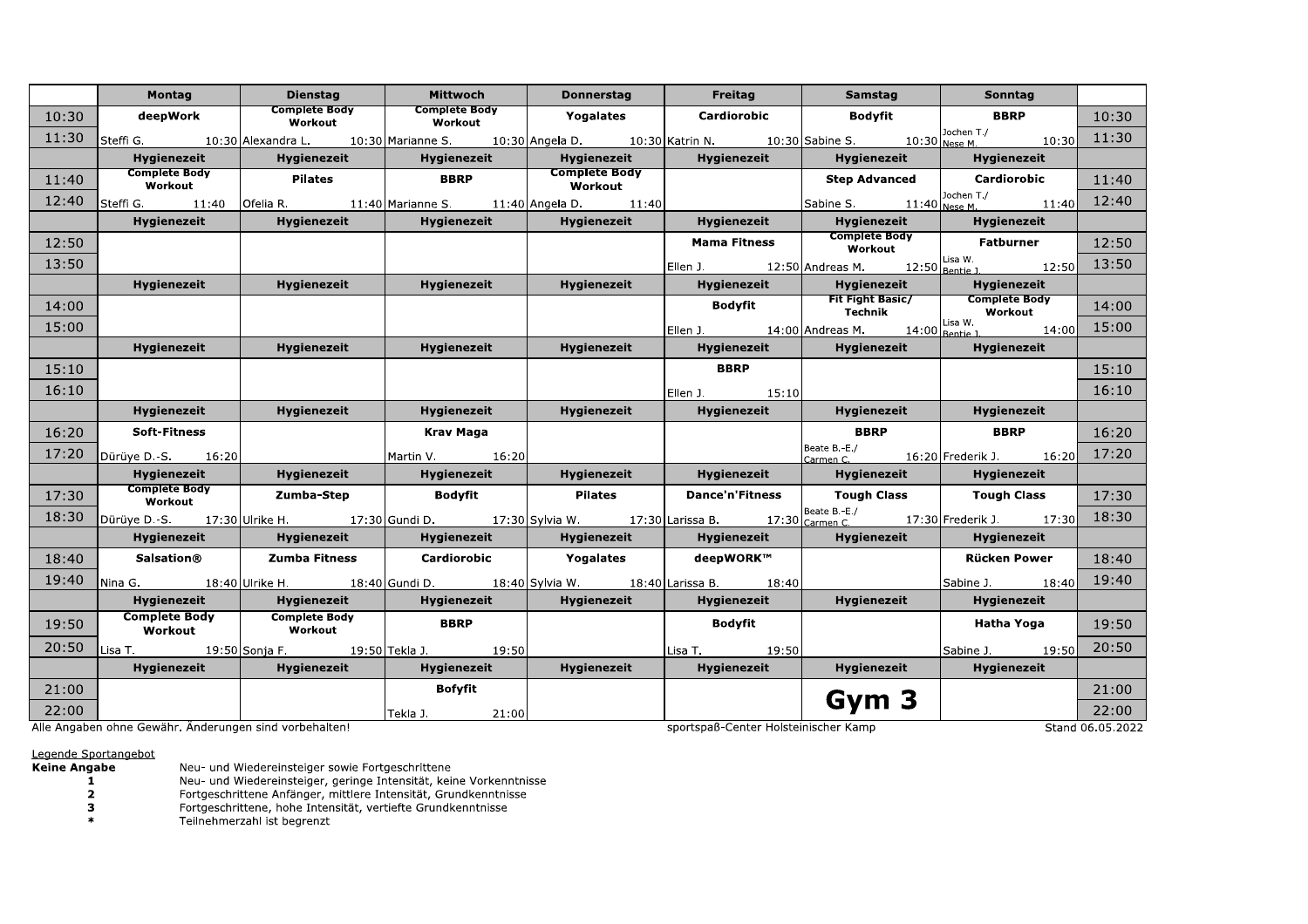| | Montag | Dienstag | Mittwoch | Donnerstag | Freitag | Samstag | Sonntag | |
|---|---|---|---|---|---|---|---|---|
| 10:30 | deepWork | Complete Body Workout | Complete Body Workout | Yogalates | Cardiorobic | Bodyfit | BBRP | 10:30 |
| 11:30 | Steffi G. 10:30 | Alexandra L. 10:30 | Marianne S. 10:30 | Angela D. 10:30 | Katrin N. 10:30 | Sabine S. 10:30 | Jochen T./ Nese M. 10:30 | 11:30 |
| | Hygienezeit | Hygienezeit | Hygienezeit | Hygienezeit | Hygienezeit | Hygienezeit | Hygienezeit | |
| 11:40 | Complete Body Workout | Pilates | BBRP | Complete Body Workout | | Step Advanced | Cardiorobic | 11:40 |
| 12:40 | Steffi G. 11:40 | Ofelia R. 11:40 | Marianne S. 11:40 | Angela D. 11:40 | | Sabine S. 11:40 | Jochen T./ Nese M. 11:40 | 12:40 |
| | Hygienezeit | Hygienezeit | Hygienezeit | Hygienezeit | Hygienezeit | Hygienezeit | Hygienezeit | |
| 12:50 | | | | | Mama Fitness | Complete Body Workout | Fatburner | 12:50 |
| 13:50 | | | | | Ellen J. 12:50 | Andreas M. 12:50 | Lisa W. Bentie J. 12:50 | 13:50 |
| | Hygienezeit | Hygienezeit | Hygienezeit | Hygienezeit | Hygienezeit | Hygienezeit | Hygienezeit | |
| 14:00 | | | | | Bodyfit | Fit Fight Basic/ Technik | Complete Body Workout | 14:00 |
| 15:00 | | | | | Ellen J. 14:00 | Andreas M. 14:00 | Lisa W. Bentie J. 14:00 | 15:00 |
| | Hygienezeit | Hygienezeit | Hygienezeit | Hygienezeit | Hygienezeit | Hygienezeit | Hygienezeit | |
| 15:10 | | | | | BBRP | | | 15:10 |
| 16:10 | | | | | Ellen J. 15:10 | | | 16:10 |
| | Hygienezeit | Hygienezeit | Hygienezeit | Hygienezeit | Hygienezeit | Hygienezeit | Hygienezeit | |
| 16:20 | Soft-Fitness | | Krav Maga | | | BBRP | BBRP | 16:20 |
| 17:20 | Dürüye D.-S. 16:20 | | Martin V. 16:20 | | | Beate B.-E./ Carmen C. 16:20 | Frederik J. 16:20 | 17:20 |
| | Hygienezeit | Hygienezeit | Hygienezeit | Hygienezeit | Hygienezeit | Hygienezeit | Hygienezeit | |
| 17:30 | Complete Body Workout | Zumba-Step | Bodyfit | Pilates | Dance'n'Fitness | Tough Class | Tough Class | 17:30 |
| 18:30 | Dürüye D.-S. 17:30 | Ulrike H. 17:30 | Gundi D. 17:30 | Sylvia W. 17:30 | Larissa B. 17:30 | Beate B.-E./ Carmen C. 17:30 | Frederik J. 17:30 | 18:30 |
| | Hygienezeit | Hygienezeit | Hygienezeit | Hygienezeit | Hygienezeit | Hygienezeit | Hygienezeit | |
| 18:40 | Salsation® | Zumba Fitness | Cardiorobic | Yogalates | deepWORK™ | | Rücken Power | 18:40 |
| 19:40 | Nina G. 18:40 | Ulrike H. 18:40 | Gundi D. 18:40 | Sylvia W. 18:40 | Larissa B. 18:40 | | Sabine J. 18:40 | 19:40 |
| | Hygienezeit | Hygienezeit | Hygienezeit | Hygienezeit | Hygienezeit | Hygienezeit | Hygienezeit | |
| 19:50 | Complete Body Workout | Complete Body Workout | BBRP | | Bodyfit | | Hatha Yoga | 19:50 |
| 20:50 | Lisa T. 19:50 | Sonja F. 19:50 | Tekla J. 19:50 | | Lisa T. 19:50 | | Sabine J. 19:50 | 20:50 |
| | Hygienezeit | Hygienezeit | Hygienezeit | Hygienezeit | Hygienezeit | Hygienezeit | Hygienezeit | |
| 21:00 | | | Bofyfit | | | **Gym 3** | | 21:00 |
| 22:00 | | | Tekla J. 21:00 | | | | | 22:00 |

Alle Angaben ohne Gewähr. Änderungen sind vorbehalten!

sportspaß-Center Holsteinischer Kamp

Stand 06.05.2022

Legende Sportangebot

| | |
|---|---|
| **Keine Angabe** | Neu- und Wiedereinsteiger sowie Fortgeschrittene |
| **1** | Neu- und Wiedereinsteiger, geringe Intensität, keine Vorkenntnisse |
| **2** | Fortgeschrittene Anfänger, mittlere Intensität, Grundkenntnisse |
| **3** | Fortgeschrittene, hohe Intensität, vertiefte Grundkenntnisse |
| **\*** | Teilnehmerzahl ist begrenzt |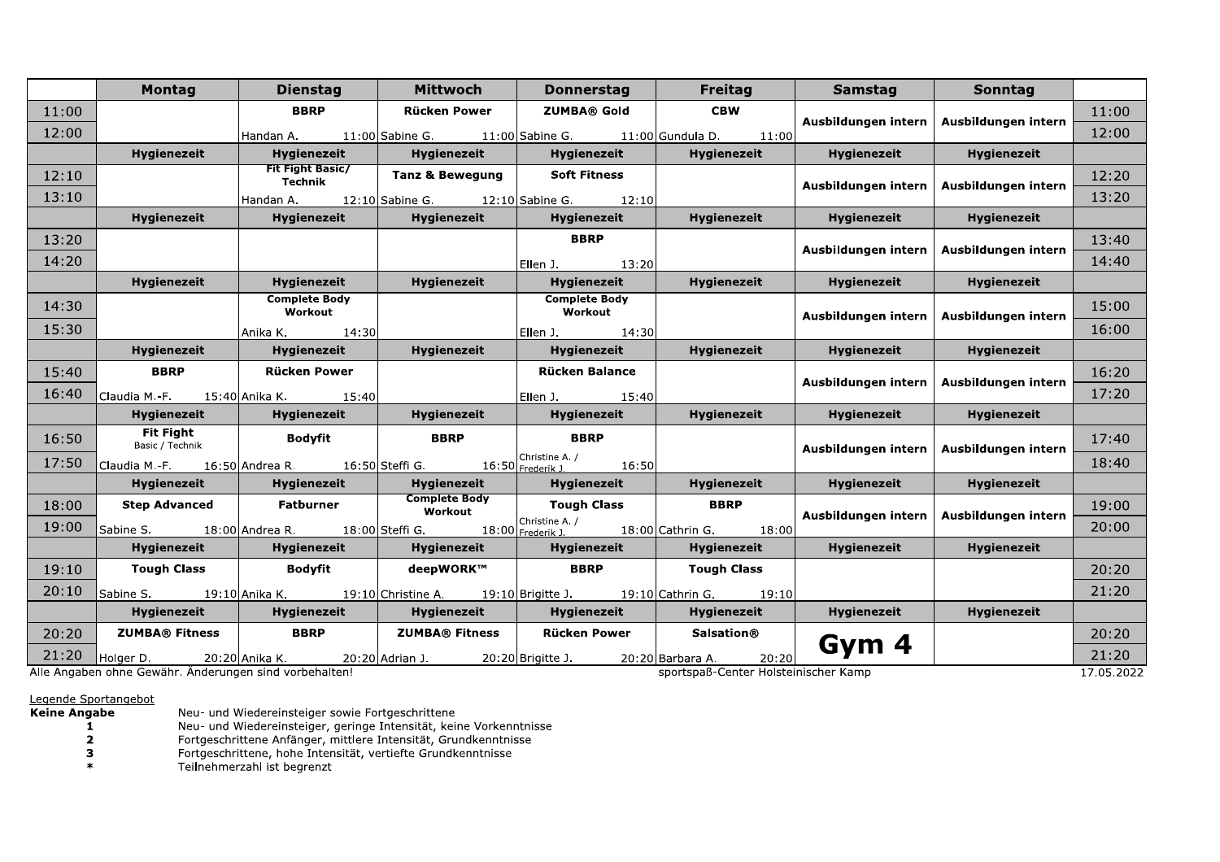| | Montag | Dienstag | Mittwoch | Donnerstag | Freitag | Samstag | Sonntag | |
|---|---|---|---|---|---|---|---|---|
| 11:00<br>12:00 | | **BBRP**<br>Handan A. 11:00 | **Rücken Power**<br>Sabine G. 11:00 | **ZUMBA® Gold**<br>Sabine G. 11:00 | **CBW**<br>Gundula D. 11:00 | **Ausbildungen intern** | **Ausbildungen intern** | 11:00<br>12:00 |
| | **Hygienezeit** | **Hygienezeit** | **Hygienezeit** | **Hygienezeit** | **Hygienezeit** | **Hygienezeit** | **Hygienezeit** | |
| 12:10<br>13:10 | | **Fit Fight Basic/ Technik**<br>Handan A. 12:10 | **Tanz & Bewegung**<br>Sabine G. 12:10 | **Soft Fitness**<br>Sabine G. 12:10 | | **Ausbildungen intern** | **Ausbildungen intern** | 12:20<br>13:20 |
| | **Hygienezeit** | **Hygienezeit** | **Hygienezeit** | **Hygienezeit** | **Hygienezeit** | **Hygienezeit** | **Hygienezeit** | |
| 13:20<br>14:20 | | | | **BBRP**<br>Ellen J. 13:20 | | **Ausbildungen intern** | **Ausbildungen intern** | 13:40<br>14:40 |
| | **Hygienezeit** | **Hygienezeit** | **Hygienezeit** | **Hygienezeit** | **Hygienezeit** | **Hygienezeit** | **Hygienezeit** | |
| 14:30<br>15:30 | | **Complete Body Workout**<br>Anika K. 14:30 | | **Complete Body Workout**<br>Ellen J. 14:30 | | **Ausbildungen intern** | **Ausbildungen intern** | 15:00<br>16:00 |
| | **Hygienezeit** | **Hygienezeit** | **Hygienezeit** | **Hygienezeit** | **Hygienezeit** | **Hygienezeit** | **Hygienezeit** | |
| 15:40<br>16:40 | **BBRP**<br>Claudia M.-F. 15:40 | **Rücken Power**<br>Anika K. 15:40 | | **Rücken Balance**<br>Ellen J. 15:40 | | **Ausbildungen intern** | **Ausbildungen intern** | 16:20<br>17:20 |
| | **Hygienezeit** | **Hygienezeit** | **Hygienezeit** | **Hygienezeit** | **Hygienezeit** | **Hygienezeit** | **Hygienezeit** | |
| 16:50<br>17:50 | **Fit Fight** Basic / Technik<br>Claudia M.-F. 16:50 | **Bodyfit**<br>Andrea R. 16:50 | **BBRP**<br>Steffi G. 16:50 | **BBRP**<br>Christine A. / Frederik J. 16:50 | | **Ausbildungen intern** | **Ausbildungen intern** | 17:40<br>18:40 |
| | **Hygienezeit** | **Hygienezeit** | **Hygienezeit** | **Hygienezeit** | **Hygienezeit** | **Hygienezeit** | **Hygienezeit** | |
| 18:00<br>19:00 | **Step Advanced**<br>Sabine S. 18:00 | **Fatburner**<br>Andrea R. 18:00 | **Complete Body Workout**<br>Steffi G. 18:00 | **Tough Class**<br>Christine A. / Frederik J. 18:00 | **BBRP**<br>Cathrin G. 18:00 | **Ausbildungen intern** | **Ausbildungen intern** | 19:00<br>20:00 |
| | **Hygienezeit** | **Hygienezeit** | **Hygienezeit** | **Hygienezeit** | **Hygienezeit** | **Hygienezeit** | **Hygienezeit** | |
| 19:10<br>20:10 | **Tough Class**<br>Sabine S. 19:10 | **Bodyfit**<br>Anika K. 19:10 | **deepWORK™**<br>Christine A. 19:10 | **BBRP**<br>Brigitte J. 19:10 | **Tough Class**<br>Cathrin G. 19:10 | | | 20:20<br>21:20 |
| | **Hygienezeit** | **Hygienezeit** | **Hygienezeit** | **Hygienezeit** | **Hygienezeit** | **Hygienezeit** | **Hygienezeit** | |
| 20:20<br>21:20 | **ZUMBA® Fitness**<br>Holger D. 20:20 | **BBRP**<br>Anika K. 20:20 | **ZUMBA® Fitness**<br>Adrian J. 20:20 | **Rücken Power**<br>Brigitte J. 20:20 | **Salsation®**<br>Barbara A. 20:20 | **Gym 4** | | 20:20<br>21:20 |

Alle Angaben ohne Gewähr. Änderungen sind vorbehalten!

sportspaß-Center Holsteinischer Kamp

17.05.2022

Legende Sportangebot

**Keine Angabe** Neu- und Wiedereinsteiger sowie Fortgeschrittene
**1** Neu- und Wiedereinsteiger, geringe Intensität, keine Vorkenntnisse
**2** Fortgeschrittene Anfänger, mittlere Intensität, Grundkenntnisse
**3** Fortgeschrittene, hohe Intensität, vertiefte Grundkenntnisse
**\*** Teilnehmerzahl ist begrenzt